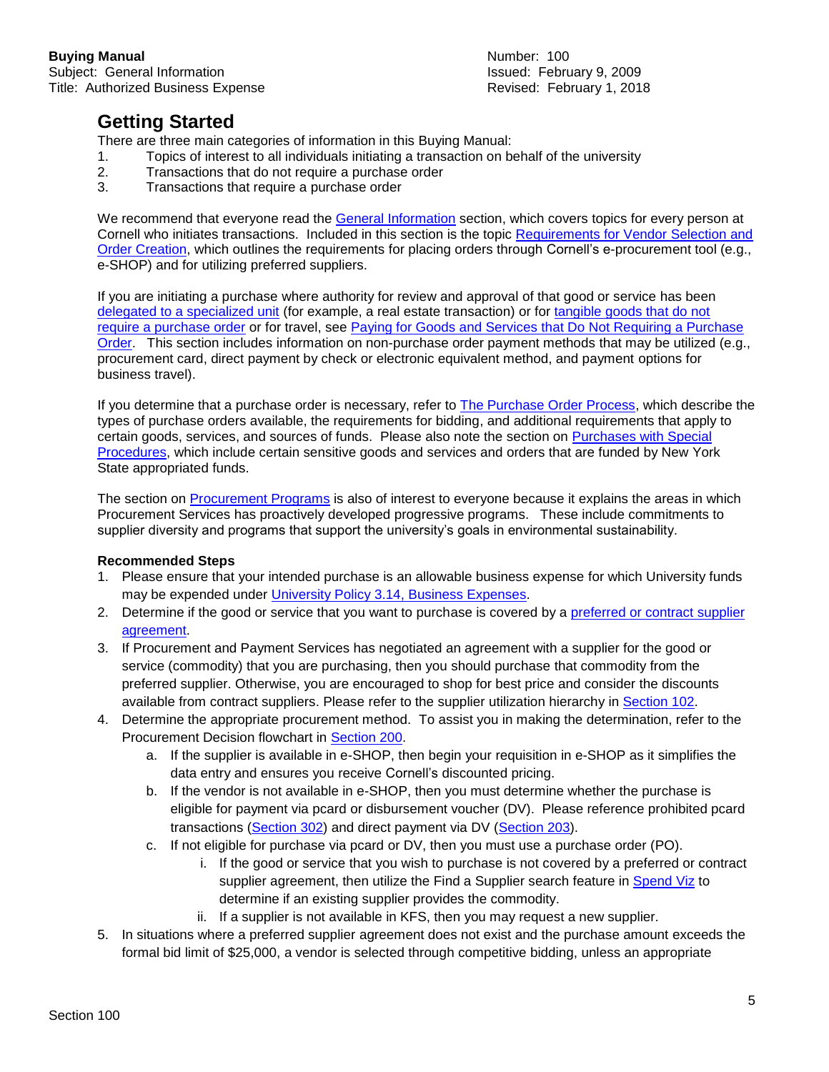**Buying Manual**
Subject: General Information
Title: Authorized Business Expense

Number: 100
Issued: February 9, 2009
Revised: February 1, 2018

## Getting Started

There are three main categories of information in this Buying Manual:

1. Topics of interest to all individuals initiating a transaction on behalf of the university
2. Transactions that do not require a purchase order
3. Transactions that require a purchase order

We recommend that everyone read the General Information section, which covers topics for every person at Cornell who initiates transactions. Included in this section is the topic Requirements for Vendor Selection and Order Creation, which outlines the requirements for placing orders through Cornell's e-procurement tool (e.g., e-SHOP) and for utilizing preferred suppliers.

If you are initiating a purchase where authority for review and approval of that good or service has been delegated to a specialized unit (for example, a real estate transaction) or for tangible goods that do not require a purchase order or for travel, see Paying for Goods and Services that Do Not Requiring a Purchase Order. This section includes information on non-purchase order payment methods that may be utilized (e.g., procurement card, direct payment by check or electronic equivalent method, and payment options for business travel).

If you determine that a purchase order is necessary, refer to The Purchase Order Process, which describe the types of purchase orders available, the requirements for bidding, and additional requirements that apply to certain goods, services, and sources of funds. Please also note the section on Purchases with Special Procedures, which include certain sensitive goods and services and orders that are funded by New York State appropriated funds.

The section on Procurement Programs is also of interest to everyone because it explains the areas in which Procurement Services has proactively developed progressive programs. These include commitments to supplier diversity and programs that support the university's goals in environmental sustainability.

**Recommended Steps**

1. Please ensure that your intended purchase is an allowable business expense for which University funds may be expended under University Policy 3.14, Business Expenses.
2. Determine if the good or service that you want to purchase is covered by a preferred or contract supplier agreement.
3. If Procurement and Payment Services has negotiated an agreement with a supplier for the good or service (commodity) that you are purchasing, then you should purchase that commodity from the preferred supplier. Otherwise, you are encouraged to shop for best price and consider the discounts available from contract suppliers. Please refer to the supplier utilization hierarchy in Section 102.
4. Determine the appropriate procurement method. To assist you in making the determination, refer to the Procurement Decision flowchart in Section 200.
   a. If the supplier is available in e-SHOP, then begin your requisition in e-SHOP as it simplifies the data entry and ensures you receive Cornell's discounted pricing.
   b. If the vendor is not available in e-SHOP, then you must determine whether the purchase is eligible for payment via pcard or disbursement voucher (DV). Please reference prohibited pcard transactions (Section 302) and direct payment via DV (Section 203).
   c. If not eligible for purchase via pcard or DV, then you must use a purchase order (PO).
      i. If the good or service that you wish to purchase is not covered by a preferred or contract supplier agreement, then utilize the Find a Supplier search feature in Spend Viz to determine if an existing supplier provides the commodity.
      ii. If a supplier is not available in KFS, then you may request a new supplier.
5. In situations where a preferred supplier agreement does not exist and the purchase amount exceeds the formal bid limit of $25,000, a vendor is selected through competitive bidding, unless an appropriate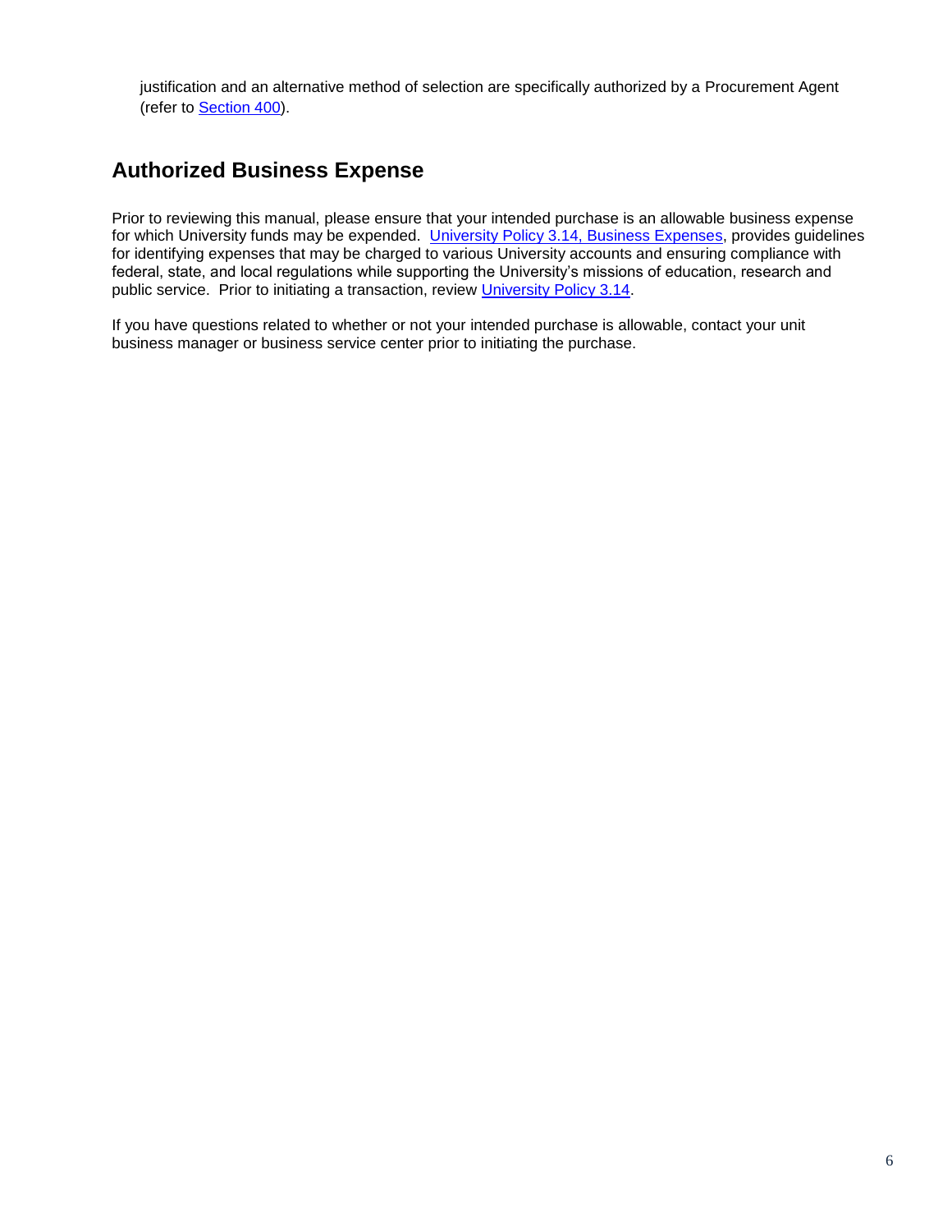justification and an alternative method of selection are specifically authorized by a Procurement Agent (refer to Section 400).

## Authorized Business Expense

Prior to reviewing this manual, please ensure that your intended purchase is an allowable business expense for which University funds may be expended. University Policy 3.14, Business Expenses, provides guidelines for identifying expenses that may be charged to various University accounts and ensuring compliance with federal, state, and local regulations while supporting the University's missions of education, research and public service. Prior to initiating a transaction, review University Policy 3.14.

If you have questions related to whether or not your intended purchase is allowable, contact your unit business manager or business service center prior to initiating the purchase.